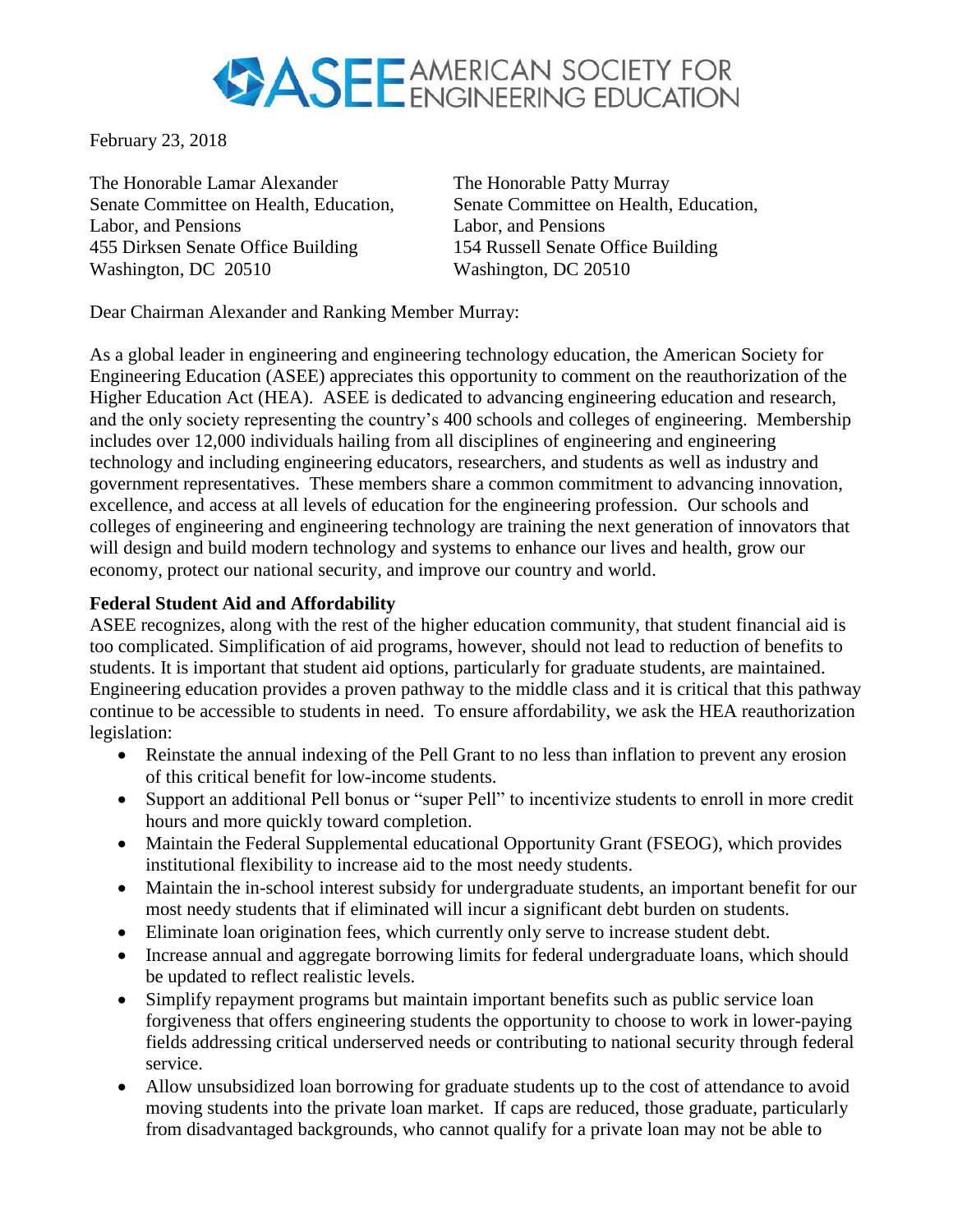ASEE AMERICAN SOCIETY FOR ENGINEERING EDUCATION

February 23, 2018

The Honorable Lamar Alexander
Senate Committee on Health, Education, Labor, and Pensions
455 Dirksen Senate Office Building
Washington, DC 20510

The Honorable Patty Murray
Senate Committee on Health, Education, Labor, and Pensions
154 Russell Senate Office Building
Washington, DC 20510

Dear Chairman Alexander and Ranking Member Murray:

As a global leader in engineering and engineering technology education, the American Society for Engineering Education (ASEE) appreciates this opportunity to comment on the reauthorization of the Higher Education Act (HEA). ASEE is dedicated to advancing engineering education and research, and the only society representing the country's 400 schools and colleges of engineering. Membership includes over 12,000 individuals hailing from all disciplines of engineering and engineering technology and including engineering educators, researchers, and students as well as industry and government representatives. These members share a common commitment to advancing innovation, excellence, and access at all levels of education for the engineering profession. Our schools and colleges of engineering and engineering technology are training the next generation of innovators that will design and build modern technology and systems to enhance our lives and health, grow our economy, protect our national security, and improve our country and world.

**Federal Student Aid and Affordability**

ASEE recognizes, along with the rest of the higher education community, that student financial aid is too complicated. Simplification of aid programs, however, should not lead to reduction of benefits to students. It is important that student aid options, particularly for graduate students, are maintained. Engineering education provides a proven pathway to the middle class and it is critical that this pathway continue to be accessible to students in need. To ensure affordability, we ask the HEA reauthorization legislation:

- Reinstate the annual indexing of the Pell Grant to no less than inflation to prevent any erosion of this critical benefit for low-income students.
- Support an additional Pell bonus or "super Pell" to incentivize students to enroll in more credit hours and more quickly toward completion.
- Maintain the Federal Supplemental educational Opportunity Grant (FSEOG), which provides institutional flexibility to increase aid to the most needy students.
- Maintain the in-school interest subsidy for undergraduate students, an important benefit for our most needy students that if eliminated will incur a significant debt burden on students.
- Eliminate loan origination fees, which currently only serve to increase student debt.
- Increase annual and aggregate borrowing limits for federal undergraduate loans, which should be updated to reflect realistic levels.
- Simplify repayment programs but maintain important benefits such as public service loan forgiveness that offers engineering students the opportunity to choose to work in lower-paying fields addressing critical underserved needs or contributing to national security through federal service.
- Allow unsubsidized loan borrowing for graduate students up to the cost of attendance to avoid moving students into the private loan market. If caps are reduced, those graduate, particularly from disadvantaged backgrounds, who cannot qualify for a private loan may not be able to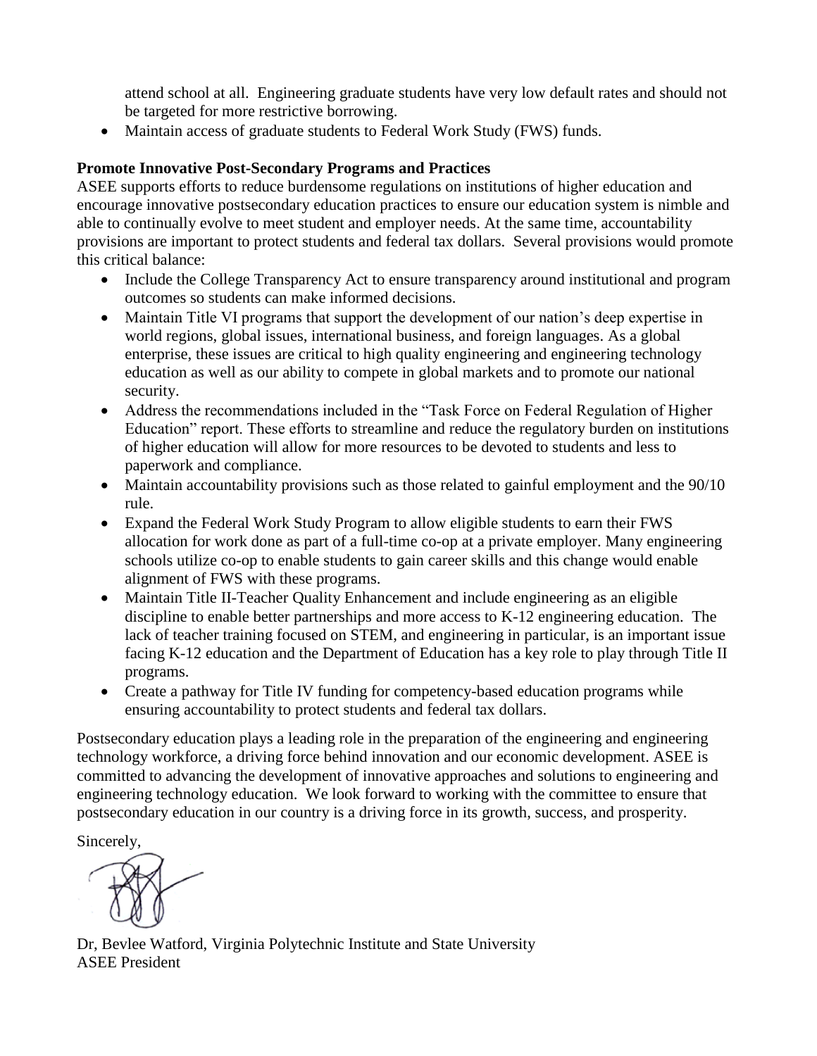attend school at all. Engineering graduate students have very low default rates and should not be targeted for more restrictive borrowing.

- Maintain access of graduate students to Federal Work Study (FWS) funds.

**Promote Innovative Post-Secondary Programs and Practices**

ASEE supports efforts to reduce burdensome regulations on institutions of higher education and encourage innovative postsecondary education practices to ensure our education system is nimble and able to continually evolve to meet student and employer needs. At the same time, accountability provisions are important to protect students and federal tax dollars. Several provisions would promote this critical balance:

- Include the College Transparency Act to ensure transparency around institutional and program outcomes so students can make informed decisions.
- Maintain Title VI programs that support the development of our nation's deep expertise in world regions, global issues, international business, and foreign languages. As a global enterprise, these issues are critical to high quality engineering and engineering technology education as well as our ability to compete in global markets and to promote our national security.
- Address the recommendations included in the "Task Force on Federal Regulation of Higher Education" report. These efforts to streamline and reduce the regulatory burden on institutions of higher education will allow for more resources to be devoted to students and less to paperwork and compliance.
- Maintain accountability provisions such as those related to gainful employment and the 90/10 rule.
- Expand the Federal Work Study Program to allow eligible students to earn their FWS allocation for work done as part of a full-time co-op at a private employer. Many engineering schools utilize co-op to enable students to gain career skills and this change would enable alignment of FWS with these programs.
- Maintain Title II-Teacher Quality Enhancement and include engineering as an eligible discipline to enable better partnerships and more access to K-12 engineering education. The lack of teacher training focused on STEM, and engineering in particular, is an important issue facing K-12 education and the Department of Education has a key role to play through Title II programs.
- Create a pathway for Title IV funding for competency-based education programs while ensuring accountability to protect students and federal tax dollars.

Postsecondary education plays a leading role in the preparation of the engineering and engineering technology workforce, a driving force behind innovation and our economic development. ASEE is committed to advancing the development of innovative approaches and solutions to engineering and engineering technology education. We look forward to working with the committee to ensure that postsecondary education in our country is a driving force in its growth, success, and prosperity.

Sincerely,

Dr, Bevlee Watford, Virginia Polytechnic Institute and State University
ASEE President